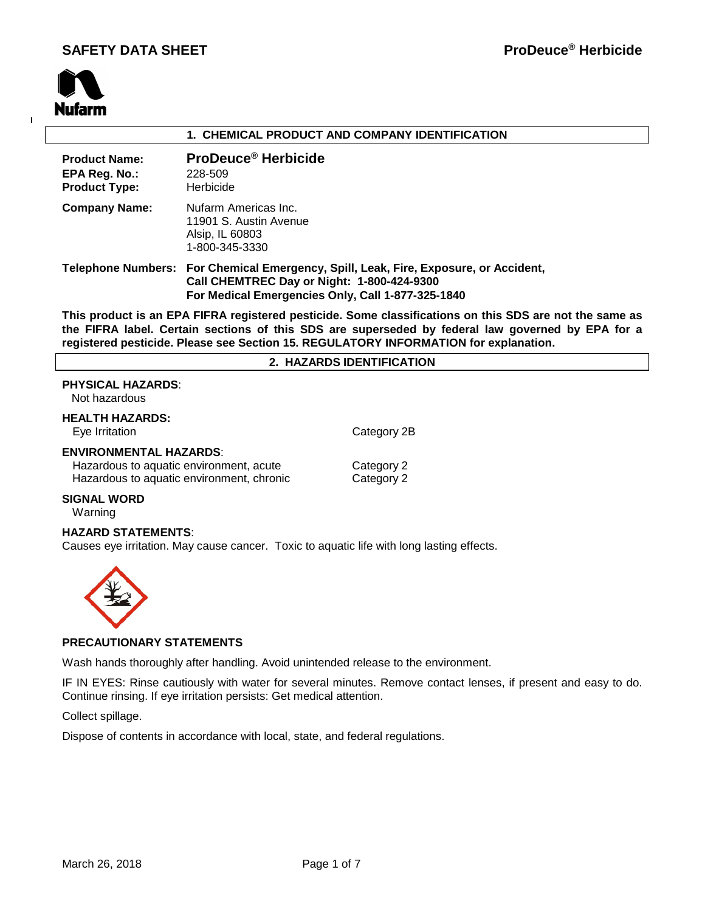## 1. CHEMICAL PRODUCT AND COMPANY IDENTIFICATION

**Product Name:** **ProDeuce® Herbicide**
**EPA Reg. No.:** 228-509
**Product Type:** Herbicide

**Company Name:** Nufarm Americas Inc.
11901 S. Austin Avenue
Alsip, IL 60803
1-800-345-3330

**Telephone Numbers:** **For Chemical Emergency, Spill, Leak, Fire, Exposure, or Accident, Call CHEMTREC Day or Night: 1-800-424-9300**
**For Medical Emergencies Only, Call 1-877-325-1840**

**This product is an EPA FIFRA registered pesticide. Some classifications on this SDS are not the same as the FIFRA label. Certain sections of this SDS are superseded by federal law governed by EPA for a registered pesticide. Please see Section 15. REGULATORY INFORMATION for explanation.**

## 2. HAZARDS IDENTIFICATION

**PHYSICAL HAZARDS**:
Not hazardous

**HEALTH HAZARDS:**

| | |
|---|---|
| Eye Irritation | Category 2B |

**ENVIRONMENTAL HAZARDS**:

| | |
|---|---|
| Hazardous to aquatic environment, acute | Category 2 |
| Hazardous to aquatic environment, chronic | Category 2 |

**SIGNAL WORD**
Warning

**HAZARD STATEMENTS**:
Causes eye irritation. May cause cancer. Toxic to aquatic life with long lasting effects.

**PRECAUTIONARY STATEMENTS**

Wash hands thoroughly after handling. Avoid unintended release to the environment.

IF IN EYES: Rinse cautiously with water for several minutes. Remove contact lenses, if present and easy to do. Continue rinsing. If eye irritation persists: Get medical attention.

Collect spillage.

Dispose of contents in accordance with local, state, and federal regulations.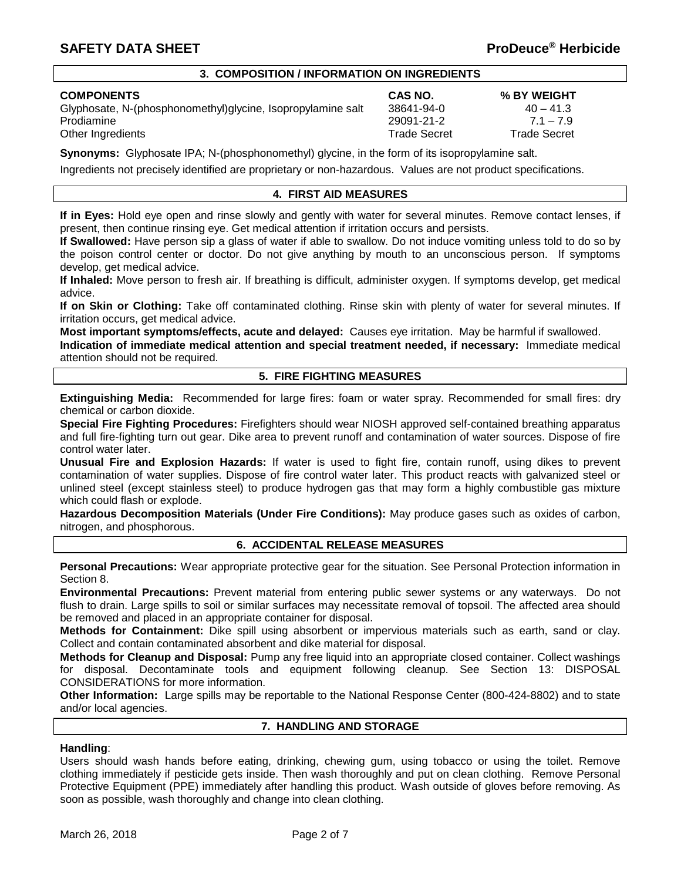## 3. COMPOSITION / INFORMATION ON INGREDIENTS

| COMPONENTS | CAS NO. | % BY WEIGHT |
| --- | --- | --- |
| Glyphosate, N-(phosphonomethyl)glycine, Isopropylamine salt | 38641-94-0 | 40 – 41.3 |
| Prodiamine | 29091-21-2 | 7.1 – 7.9 |
| Other Ingredients | Trade Secret | Trade Secret |

**Synonyms:** Glyphosate IPA; N-(phosphonomethyl) glycine, in the form of its isopropylamine salt.

Ingredients not precisely identified are proprietary or non-hazardous. Values are not product specifications.

## 4. FIRST AID MEASURES

**If in Eyes:** Hold eye open and rinse slowly and gently with water for several minutes. Remove contact lenses, if present, then continue rinsing eye. Get medical attention if irritation occurs and persists.

**If Swallowed:** Have person sip a glass of water if able to swallow. Do not induce vomiting unless told to do so by the poison control center or doctor. Do not give anything by mouth to an unconscious person. If symptoms develop, get medical advice.

**If Inhaled:** Move person to fresh air. If breathing is difficult, administer oxygen. If symptoms develop, get medical advice.

**If on Skin or Clothing:** Take off contaminated clothing. Rinse skin with plenty of water for several minutes. If irritation occurs, get medical advice.

**Most important symptoms/effects, acute and delayed:** Causes eye irritation. May be harmful if swallowed.

**Indication of immediate medical attention and special treatment needed, if necessary:** Immediate medical attention should not be required.

## 5. FIRE FIGHTING MEASURES

**Extinguishing Media:** Recommended for large fires: foam or water spray. Recommended for small fires: dry chemical or carbon dioxide.

**Special Fire Fighting Procedures:** Firefighters should wear NIOSH approved self-contained breathing apparatus and full fire-fighting turn out gear. Dike area to prevent runoff and contamination of water sources. Dispose of fire control water later.

**Unusual Fire and Explosion Hazards:** If water is used to fight fire, contain runoff, using dikes to prevent contamination of water supplies. Dispose of fire control water later. This product reacts with galvanized steel or unlined steel (except stainless steel) to produce hydrogen gas that may form a highly combustible gas mixture which could flash or explode.

**Hazardous Decomposition Materials (Under Fire Conditions):** May produce gases such as oxides of carbon, nitrogen, and phosphorous.

## 6. ACCIDENTAL RELEASE MEASURES

**Personal Precautions:** Wear appropriate protective gear for the situation. See Personal Protection information in Section 8.

**Environmental Precautions:** Prevent material from entering public sewer systems or any waterways. Do not flush to drain. Large spills to soil or similar surfaces may necessitate removal of topsoil. The affected area should be removed and placed in an appropriate container for disposal.

**Methods for Containment:** Dike spill using absorbent or impervious materials such as earth, sand or clay. Collect and contain contaminated absorbent and dike material for disposal.

**Methods for Cleanup and Disposal:** Pump any free liquid into an appropriate closed container. Collect washings for disposal. Decontaminate tools and equipment following cleanup. See Section 13: DISPOSAL CONSIDERATIONS for more information.

**Other Information:** Large spills may be reportable to the National Response Center (800-424-8802) and to state and/or local agencies.

## 7. HANDLING AND STORAGE

**Handling**:

Users should wash hands before eating, drinking, chewing gum, using tobacco or using the toilet. Remove clothing immediately if pesticide gets inside. Then wash thoroughly and put on clean clothing. Remove Personal Protective Equipment (PPE) immediately after handling this product. Wash outside of gloves before removing. As soon as possible, wash thoroughly and change into clean clothing.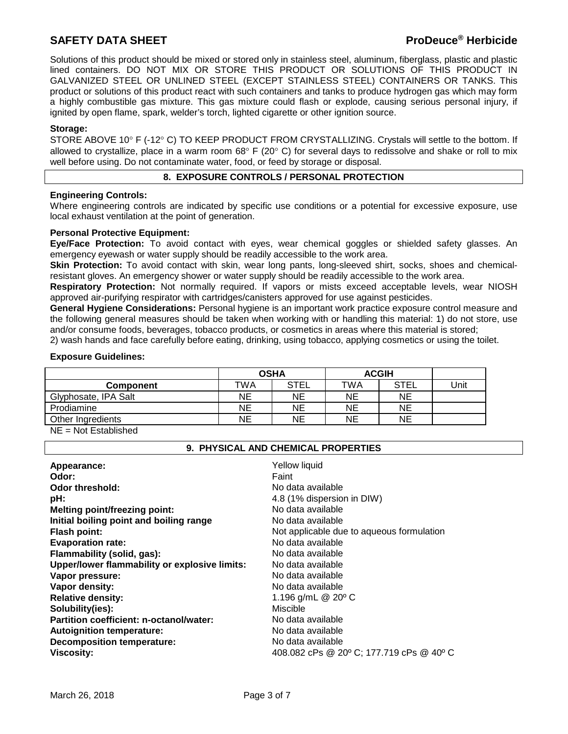Solutions of this product should be mixed or stored only in stainless steel, aluminum, fiberglass, plastic and plastic lined containers. DO NOT MIX OR STORE THIS PRODUCT OR SOLUTIONS OF THIS PRODUCT IN GALVANIZED STEEL OR UNLINED STEEL (EXCEPT STAINLESS STEEL) CONTAINERS OR TANKS. This product or solutions of this product react with such containers and tanks to produce hydrogen gas which may form a highly combustible gas mixture. This gas mixture could flash or explode, causing serious personal injury, if ignited by open flame, spark, welder's torch, lighted cigarette or other ignition source.

**Storage:**
STORE ABOVE 10° F (-12° C) TO KEEP PRODUCT FROM CRYSTALLIZING. Crystals will settle to the bottom. If allowed to crystallize, place in a warm room 68° F (20° C) for several days to redissolve and shake or roll to mix well before using. Do not contaminate water, food, or feed by storage or disposal.

## 8. EXPOSURE CONTROLS / PERSONAL PROTECTION

**Engineering Controls:**
Where engineering controls are indicated by specific use conditions or a potential for excessive exposure, use local exhaust ventilation at the point of generation.

**Personal Protective Equipment:**

**Eye/Face Protection:** To avoid contact with eyes, wear chemical goggles or shielded safety glasses. An emergency eyewash or water supply should be readily accessible to the work area.

**Skin Protection:** To avoid contact with skin, wear long pants, long-sleeved shirt, socks, shoes and chemical-resistant gloves. An emergency shower or water supply should be readily accessible to the work area.

**Respiratory Protection:** Not normally required. If vapors or mists exceed acceptable levels, wear NIOSH approved air-purifying respirator with cartridges/canisters approved for use against pesticides.

**General Hygiene Considerations:** Personal hygiene is an important work practice exposure control measure and the following general measures should be taken when working with or handling this material: 1) do not store, use and/or consume foods, beverages, tobacco products, or cosmetics in areas where this material is stored;
2) wash hands and face carefully before eating, drinking, using tobacco, applying cosmetics or using the toilet.

**Exposure Guidelines:**

| | OSHA | | ACGIH | | |
|---|---|---|---|---|---|
| **Component** | TWA | STEL | TWA | STEL | Unit |
| Glyphosate, IPA Salt | NE | NE | NE | NE | |
| Prodiamine | NE | NE | NE | NE | |
| Other Ingredients | NE | NE | NE | NE | |

NE = Not Established

## 9. PHYSICAL AND CHEMICAL PROPERTIES

| | |
|---|---|
| **Appearance:** | Yellow liquid |
| **Odor:** | Faint |
| **Odor threshold:** | No data available |
| **pH:** | 4.8 (1% dispersion in DIW) |
| **Melting point/freezing point:** | No data available |
| **Initial boiling point and boiling range** | No data available |
| **Flash point:** | Not applicable due to aqueous formulation |
| **Evaporation rate:** | No data available |
| **Flammability (solid, gas):** | No data available |
| **Upper/lower flammability or explosive limits:** | No data available |
| **Vapor pressure:** | No data available |
| **Vapor density:** | No data available |
| **Relative density:** | 1.196 g/mL @ 20º C |
| **Solubility(ies):** | Miscible |
| **Partition coefficient: n-octanol/water:** | No data available |
| **Autoignition temperature:** | No data available |
| **Decomposition temperature:** | No data available |
| **Viscosity:** | 408.082 cPs @ 20º C; 177.719 cPs @ 40º C |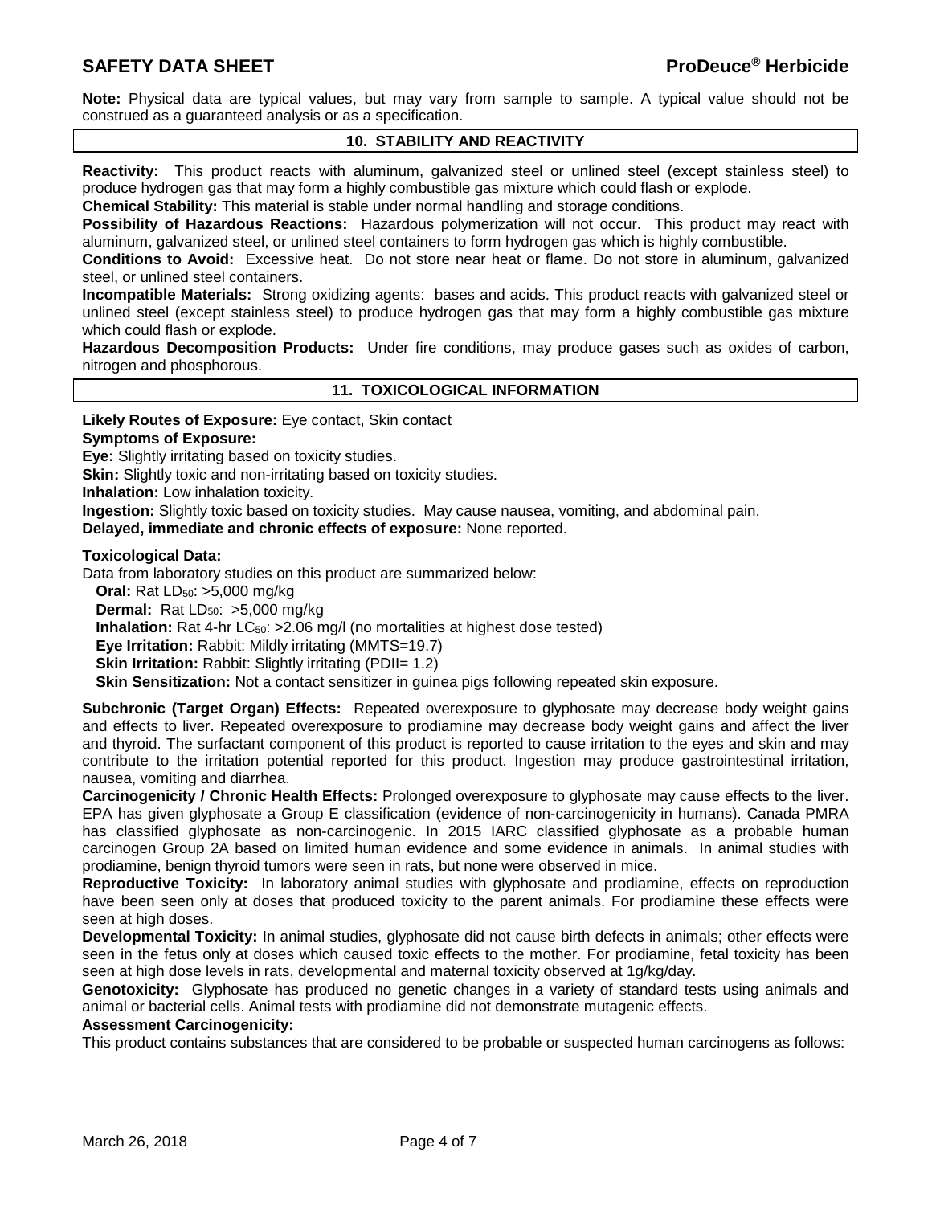**Note:** Physical data are typical values, but may vary from sample to sample. A typical value should not be construed as a guaranteed analysis or as a specification.

## 10. STABILITY AND REACTIVITY

**Reactivity:** This product reacts with aluminum, galvanized steel or unlined steel (except stainless steel) to produce hydrogen gas that may form a highly combustible gas mixture which could flash or explode.

**Chemical Stability:** This material is stable under normal handling and storage conditions.

**Possibility of Hazardous Reactions:** Hazardous polymerization will not occur. This product may react with aluminum, galvanized steel, or unlined steel containers to form hydrogen gas which is highly combustible.

**Conditions to Avoid:** Excessive heat. Do not store near heat or flame. Do not store in aluminum, galvanized steel, or unlined steel containers.

**Incompatible Materials:** Strong oxidizing agents: bases and acids. This product reacts with galvanized steel or unlined steel (except stainless steel) to produce hydrogen gas that may form a highly combustible gas mixture which could flash or explode.

**Hazardous Decomposition Products:** Under fire conditions, may produce gases such as oxides of carbon, nitrogen and phosphorous.

## 11. TOXICOLOGICAL INFORMATION

**Likely Routes of Exposure:** Eye contact, Skin contact

**Symptoms of Exposure:**

**Eye:** Slightly irritating based on toxicity studies.

**Skin:** Slightly toxic and non-irritating based on toxicity studies.

**Inhalation:** Low inhalation toxicity.

**Ingestion:** Slightly toxic based on toxicity studies. May cause nausea, vomiting, and abdominal pain.

**Delayed, immediate and chronic effects of exposure:** None reported.

**Toxicological Data:**

Data from laboratory studies on this product are summarized below:

**Oral:** Rat $LD_{50}$: >5,000 mg/kg

**Dermal:** Rat $LD_{50}$: >5,000 mg/kg

**Inhalation:** Rat 4-hr $LC_{50}$: >2.06 mg/l (no mortalities at highest dose tested)

**Eye Irritation:** Rabbit: Mildly irritating (MMTS=19.7)

**Skin Irritation:** Rabbit: Slightly irritating (PDII= 1.2)

**Skin Sensitization:** Not a contact sensitizer in guinea pigs following repeated skin exposure.

**Subchronic (Target Organ) Effects:** Repeated overexposure to glyphosate may decrease body weight gains and effects to liver. Repeated overexposure to prodiamine may decrease body weight gains and affect the liver and thyroid. The surfactant component of this product is reported to cause irritation to the eyes and skin and may contribute to the irritation potential reported for this product. Ingestion may produce gastrointestinal irritation, nausea, vomiting and diarrhea.

**Carcinogenicity / Chronic Health Effects:** Prolonged overexposure to glyphosate may cause effects to the liver. EPA has given glyphosate a Group E classification (evidence of non-carcinogenicity in humans). Canada PMRA has classified glyphosate as non-carcinogenic. In 2015 IARC classified glyphosate as a probable human carcinogen Group 2A based on limited human evidence and some evidence in animals. In animal studies with prodiamine, benign thyroid tumors were seen in rats, but none were observed in mice.

**Reproductive Toxicity:** In laboratory animal studies with glyphosate and prodiamine, effects on reproduction have been seen only at doses that produced toxicity to the parent animals. For prodiamine these effects were seen at high doses.

**Developmental Toxicity:** In animal studies, glyphosate did not cause birth defects in animals; other effects were seen in the fetus only at doses which caused toxic effects to the mother. For prodiamine, fetal toxicity has been seen at high dose levels in rats, developmental and maternal toxicity observed at 1g/kg/day.

**Genotoxicity:** Glyphosate has produced no genetic changes in a variety of standard tests using animals and animal or bacterial cells. Animal tests with prodiamine did not demonstrate mutagenic effects.

**Assessment Carcinogenicity:**

This product contains substances that are considered to be probable or suspected human carcinogens as follows: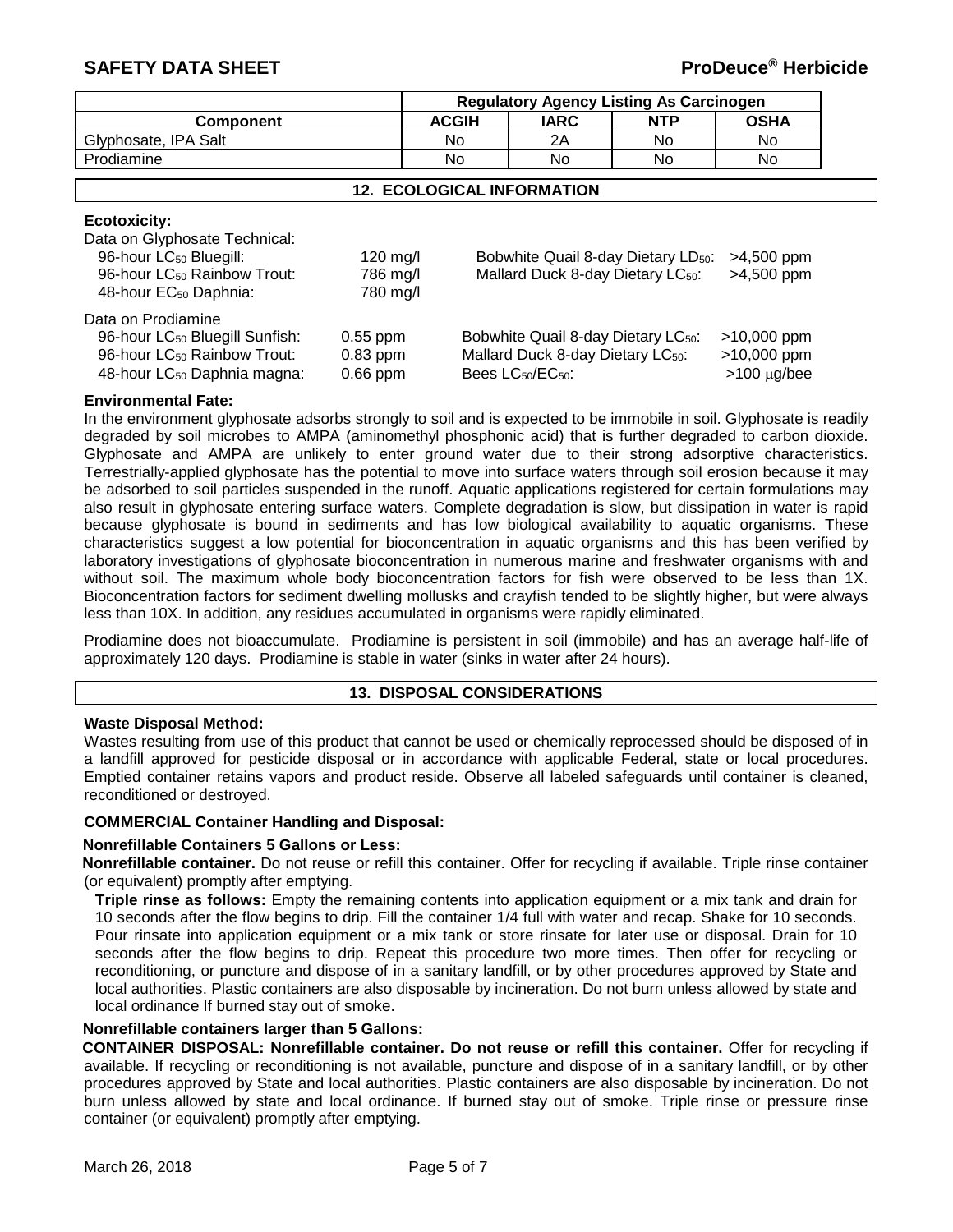| | Regulatory Agency Listing As Carcinogen | | | |
|---|---|---|---|---|
| **Component** | **ACGIH** | **IARC** | **NTP** | **OSHA** |
| Glyphosate, IPA Salt | No | 2A | No | No |
| Prodiamine | No | No | No | No |

## 12. ECOLOGICAL INFORMATION

**Ecotoxicity:**

Data on Glyphosate Technical:

| | | | |
|---|---|---|---|
| 96-hour $LC_{50}$ Bluegill: | 120 mg/l | Bobwhite Quail 8-day Dietary $LD_{50}$: | >4,500 ppm |
| 96-hour $LC_{50}$ Rainbow Trout: | 786 mg/l | Mallard Duck 8-day Dietary $LC_{50}$: | >4,500 ppm |
| 48-hour $EC_{50}$ Daphnia: | 780 mg/l | | |

Data on Prodiamine

| | | | |
|---|---|---|---|
| 96-hour $LC_{50}$ Bluegill Sunfish: | 0.55 ppm | Bobwhite Quail 8-day Dietary $LC_{50}$: | >10,000 ppm |
| 96-hour $LC_{50}$ Rainbow Trout: | 0.83 ppm | Mallard Duck 8-day Dietary $LC_{50}$: | >10,000 ppm |
| 48-hour $LC_{50}$ Daphnia magna: | 0.66 ppm | Bees $LC_{50}$/$EC_{50}$: | >100 μg/bee |

**Environmental Fate:**

In the environment glyphosate adsorbs strongly to soil and is expected to be immobile in soil. Glyphosate is readily degraded by soil microbes to AMPA (aminomethyl phosphonic acid) that is further degraded to carbon dioxide. Glyphosate and AMPA are unlikely to enter ground water due to their strong adsorptive characteristics. Terrestrially-applied glyphosate has the potential to move into surface waters through soil erosion because it may be adsorbed to soil particles suspended in the runoff. Aquatic applications registered for certain formulations may also result in glyphosate entering surface waters. Complete degradation is slow, but dissipation in water is rapid because glyphosate is bound in sediments and has low biological availability to aquatic organisms. These characteristics suggest a low potential for bioconcentration in aquatic organisms and this has been verified by laboratory investigations of glyphosate bioconcentration in numerous marine and freshwater organisms with and without soil. The maximum whole body bioconcentration factors for fish were observed to be less than 1X. Bioconcentration factors for sediment dwelling mollusks and crayfish tended to be slightly higher, but were always less than 10X. In addition, any residues accumulated in organisms were rapidly eliminated.

Prodiamine does not bioaccumulate. Prodiamine is persistent in soil (immobile) and has an average half-life of approximately 120 days. Prodiamine is stable in water (sinks in water after 24 hours).

## 13. DISPOSAL CONSIDERATIONS

**Waste Disposal Method:**

Wastes resulting from use of this product that cannot be used or chemically reprocessed should be disposed of in a landfill approved for pesticide disposal or in accordance with applicable Federal, state or local procedures. Emptied container retains vapors and product reside. Observe all labeled safeguards until container is cleaned, reconditioned or destroyed.

**COMMERCIAL Container Handling and Disposal:**

**Nonrefillable Containers 5 Gallons or Less:**

**Nonrefillable container.** Do not reuse or refill this container. Offer for recycling if available. Triple rinse container (or equivalent) promptly after emptying.

**Triple rinse as follows:** Empty the remaining contents into application equipment or a mix tank and drain for 10 seconds after the flow begins to drip. Fill the container 1/4 full with water and recap. Shake for 10 seconds. Pour rinsate into application equipment or a mix tank or store rinsate for later use or disposal. Drain for 10 seconds after the flow begins to drip. Repeat this procedure two more times. Then offer for recycling or reconditioning, or puncture and dispose of in a sanitary landfill, or by other procedures approved by State and local authorities. Plastic containers are also disposable by incineration. Do not burn unless allowed by state and local ordinance If burned stay out of smoke.

**Nonrefillable containers larger than 5 Gallons:**

**CONTAINER DISPOSAL: Nonrefillable container. Do not reuse or refill this container.** Offer for recycling if available. If recycling or reconditioning is not available, puncture and dispose of in a sanitary landfill, or by other procedures approved by State and local authorities. Plastic containers are also disposable by incineration. Do not burn unless allowed by state and local ordinance. If burned stay out of smoke. Triple rinse or pressure rinse container (or equivalent) promptly after emptying.

March 26, 2018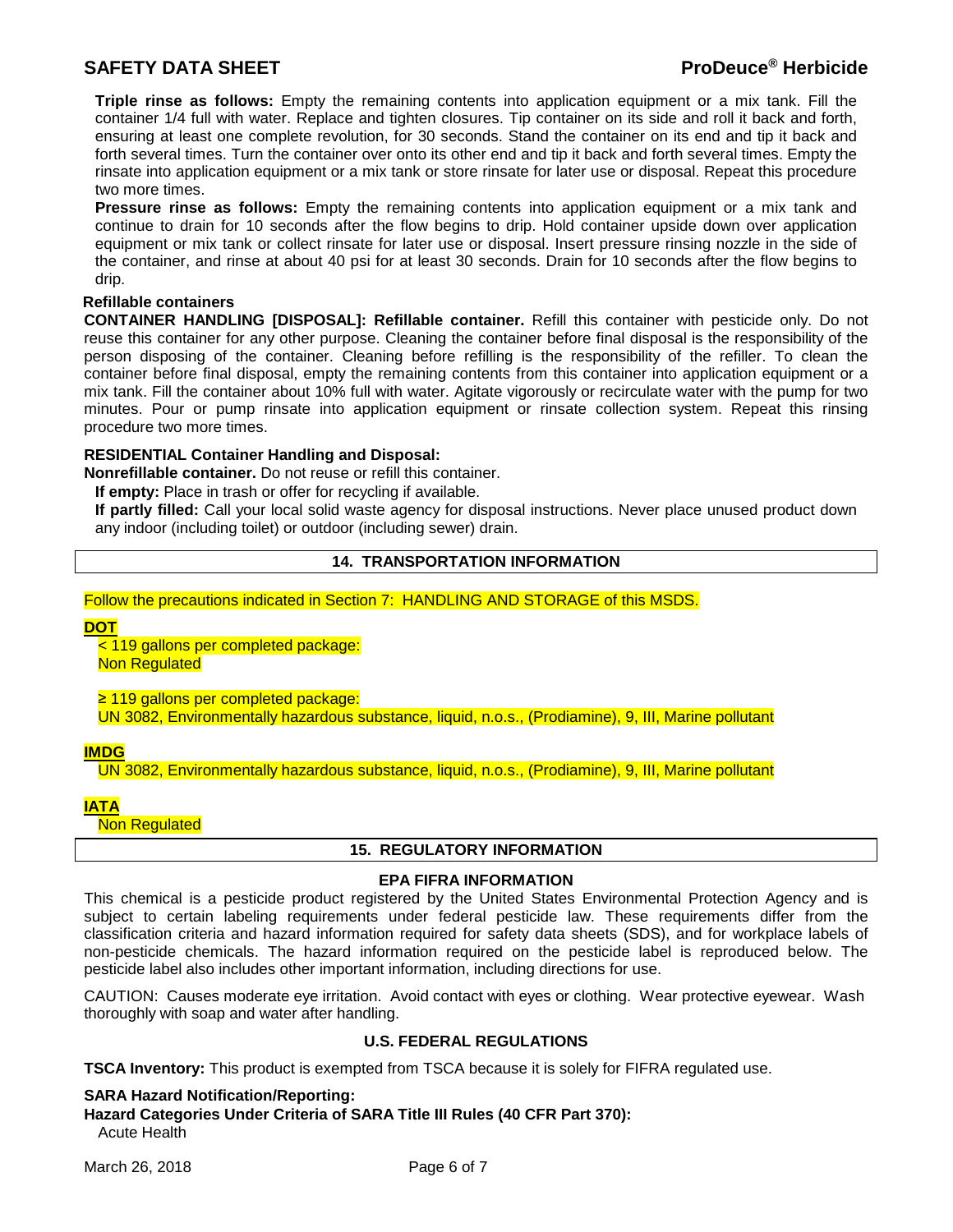**Triple rinse as follows:** Empty the remaining contents into application equipment or a mix tank. Fill the container 1/4 full with water. Replace and tighten closures. Tip container on its side and roll it back and forth, ensuring at least one complete revolution, for 30 seconds. Stand the container on its end and tip it back and forth several times. Turn the container over onto its other end and tip it back and forth several times. Empty the rinsate into application equipment or a mix tank or store rinsate for later use or disposal. Repeat this procedure two more times.

**Pressure rinse as follows:** Empty the remaining contents into application equipment or a mix tank and continue to drain for 10 seconds after the flow begins to drip. Hold container upside down over application equipment or mix tank or collect rinsate for later use or disposal. Insert pressure rinsing nozzle in the side of the container, and rinse at about 40 psi for at least 30 seconds. Drain for 10 seconds after the flow begins to drip.

**Refillable containers**

**CONTAINER HANDLING [DISPOSAL]: Refillable container.** Refill this container with pesticide only. Do not reuse this container for any other purpose. Cleaning the container before final disposal is the responsibility of the person disposing of the container. Cleaning before refilling is the responsibility of the refiller. To clean the container before final disposal, empty the remaining contents from this container into application equipment or a mix tank. Fill the container about 10% full with water. Agitate vigorously or recirculate water with the pump for two minutes. Pour or pump rinsate into application equipment or rinsate collection system. Repeat this rinsing procedure two more times.

**RESIDENTIAL Container Handling and Disposal:**

**Nonrefillable container.** Do not reuse or refill this container.

**If empty:** Place in trash or offer for recycling if available.

**If partly filled:** Call your local solid waste agency for disposal instructions. Never place unused product down any indoor (including toilet) or outdoor (including sewer) drain.

## 14. TRANSPORTATION INFORMATION

Follow the precautions indicated in Section 7: HANDLING AND STORAGE of this MSDS.

**DOT**

< 119 gallons per completed package:
Non Regulated

≥ 119 gallons per completed package:
UN 3082, Environmentally hazardous substance, liquid, n.o.s., (Prodiamine), 9, III, Marine pollutant

**IMDG**

UN 3082, Environmentally hazardous substance, liquid, n.o.s., (Prodiamine), 9, III, Marine pollutant

**IATA**

Non Regulated

## 15. REGULATORY INFORMATION

### EPA FIFRA INFORMATION

This chemical is a pesticide product registered by the United States Environmental Protection Agency and is subject to certain labeling requirements under federal pesticide law. These requirements differ from the classification criteria and hazard information required for safety data sheets (SDS), and for workplace labels of non-pesticide chemicals. The hazard information required on the pesticide label is reproduced below. The pesticide label also includes other important information, including directions for use.

CAUTION: Causes moderate eye irritation. Avoid contact with eyes or clothing. Wear protective eyewear. Wash thoroughly with soap and water after handling.

### U.S. FEDERAL REGULATIONS

**TSCA Inventory:** This product is exempted from TSCA because it is solely for FIFRA regulated use.

**SARA Hazard Notification/Reporting:**

**Hazard Categories Under Criteria of SARA Title III Rules (40 CFR Part 370):**

Acute Health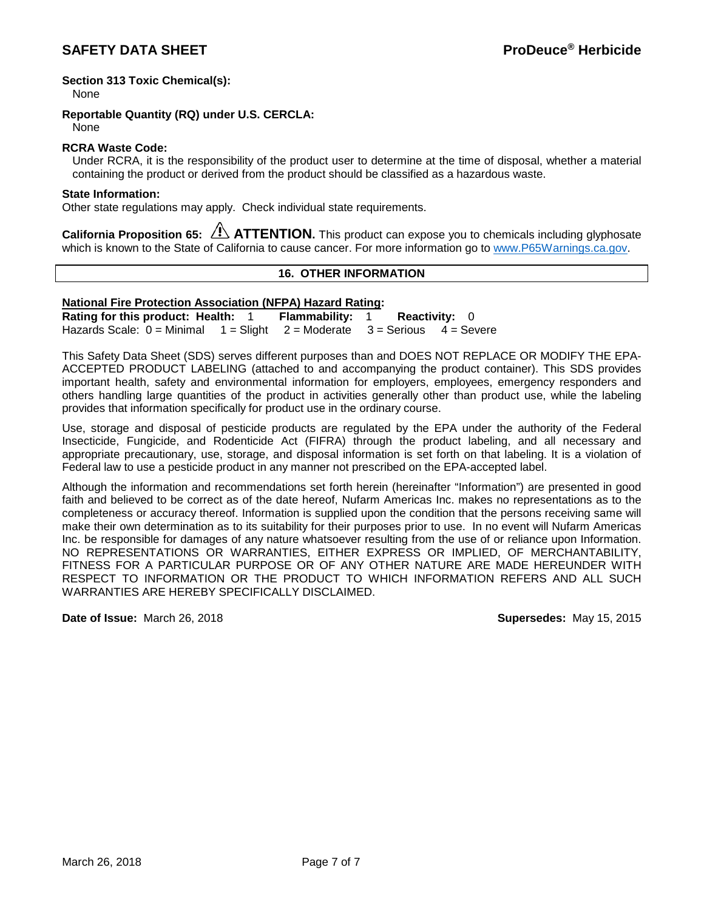**Section 313 Toxic Chemical(s):**
None

**Reportable Quantity (RQ) under U.S. CERCLA:**
None

**RCRA Waste Code:**
Under RCRA, it is the responsibility of the product user to determine at the time of disposal, whether a material containing the product or derived from the product should be classified as a hazardous waste.

**State Information:**
Other state regulations may apply. Check individual state requirements.

**California Proposition 65:** ⚠ **ATTENTION.** This product can expose you to chemicals including glyphosate which is known to the State of California to cause cancer. For more information go to www.P65Warnings.ca.gov.

## 16. OTHER INFORMATION

**National Fire Protection Association (NFPA) Hazard Rating:**
**Rating for this product: Health:** 1 **Flammability:** 1 **Reactivity:** 0
Hazards Scale: 0 = Minimal 1 = Slight 2 = Moderate 3 = Serious 4 = Severe

This Safety Data Sheet (SDS) serves different purposes than and DOES NOT REPLACE OR MODIFY THE EPA-ACCEPTED PRODUCT LABELING (attached to and accompanying the product container). This SDS provides important health, safety and environmental information for employers, employees, emergency responders and others handling large quantities of the product in activities generally other than product use, while the labeling provides that information specifically for product use in the ordinary course.

Use, storage and disposal of pesticide products are regulated by the EPA under the authority of the Federal Insecticide, Fungicide, and Rodenticide Act (FIFRA) through the product labeling, and all necessary and appropriate precautionary, use, storage, and disposal information is set forth on that labeling. It is a violation of Federal law to use a pesticide product in any manner not prescribed on the EPA-accepted label.

Although the information and recommendations set forth herein (hereinafter "Information") are presented in good faith and believed to be correct as of the date hereof, Nufarm Americas Inc. makes no representations as to the completeness or accuracy thereof. Information is supplied upon the condition that the persons receiving same will make their own determination as to its suitability for their purposes prior to use. In no event will Nufarm Americas Inc. be responsible for damages of any nature whatsoever resulting from the use of or reliance upon Information. NO REPRESENTATIONS OR WARRANTIES, EITHER EXPRESS OR IMPLIED, OF MERCHANTABILITY, FITNESS FOR A PARTICULAR PURPOSE OR OF ANY OTHER NATURE ARE MADE HEREUNDER WITH RESPECT TO INFORMATION OR THE PRODUCT TO WHICH INFORMATION REFERS AND ALL SUCH WARRANTIES ARE HEREBY SPECIFICALLY DISCLAIMED.

**Date of Issue:** March 26, 2018 **Supersedes:** May 15, 2015